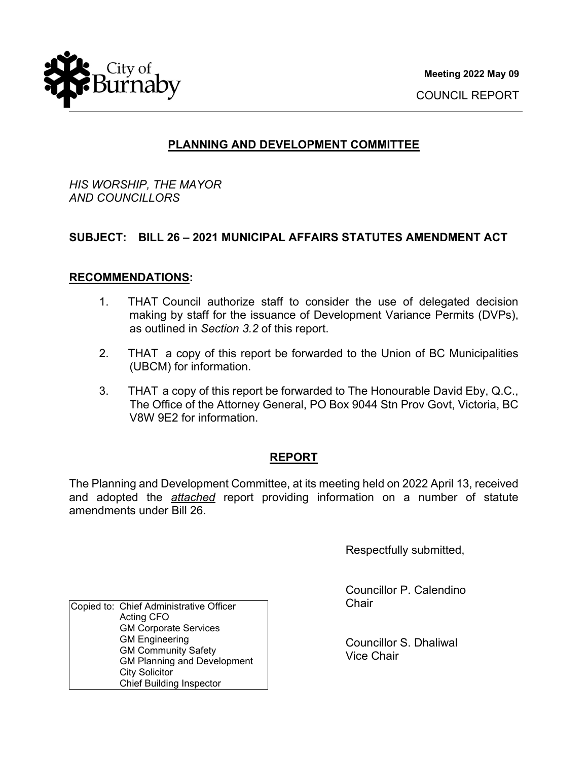Meeting 2022 May 09

COUNCIL REPORT

## PLANNING AND DEVELOPMENT COMMITTEE

*HIS WORSHIP, THE MAYOR*
*AND COUNCILLORS*

**SUBJECT: BILL 26 – 2021 MUNICIPAL AFFAIRS STATUTES AMENDMENT ACT**

**RECOMMENDATIONS:**

1. THAT Council authorize staff to consider the use of delegated decision making by staff for the issuance of Development Variance Permits (DVPs), as outlined in *Section 3.2* of this report.
2. THAT a copy of this report be forwarded to the Union of BC Municipalities (UBCM) for information.
3. THAT a copy of this report be forwarded to The Honourable David Eby, Q.C., The Office of the Attorney General, PO Box 9044 Stn Prov Govt, Victoria, BC V8W 9E2 for information.

## REPORT

The Planning and Development Committee, at its meeting held on 2022 April 13, received and adopted the ***attached*** report providing information on a number of statute amendments under Bill 26.

Respectfully submitted,

Councillor P. Calendino
Chair

Councillor S. Dhaliwal
Vice Chair

| Copied to: | Chief Administrative Officer |
|---|---|
| | Acting CFO |
| | GM Corporate Services |
| | GM Engineering |
| | GM Community Safety |
| | GM Planning and Development |
| | City Solicitor |
| | Chief Building Inspector |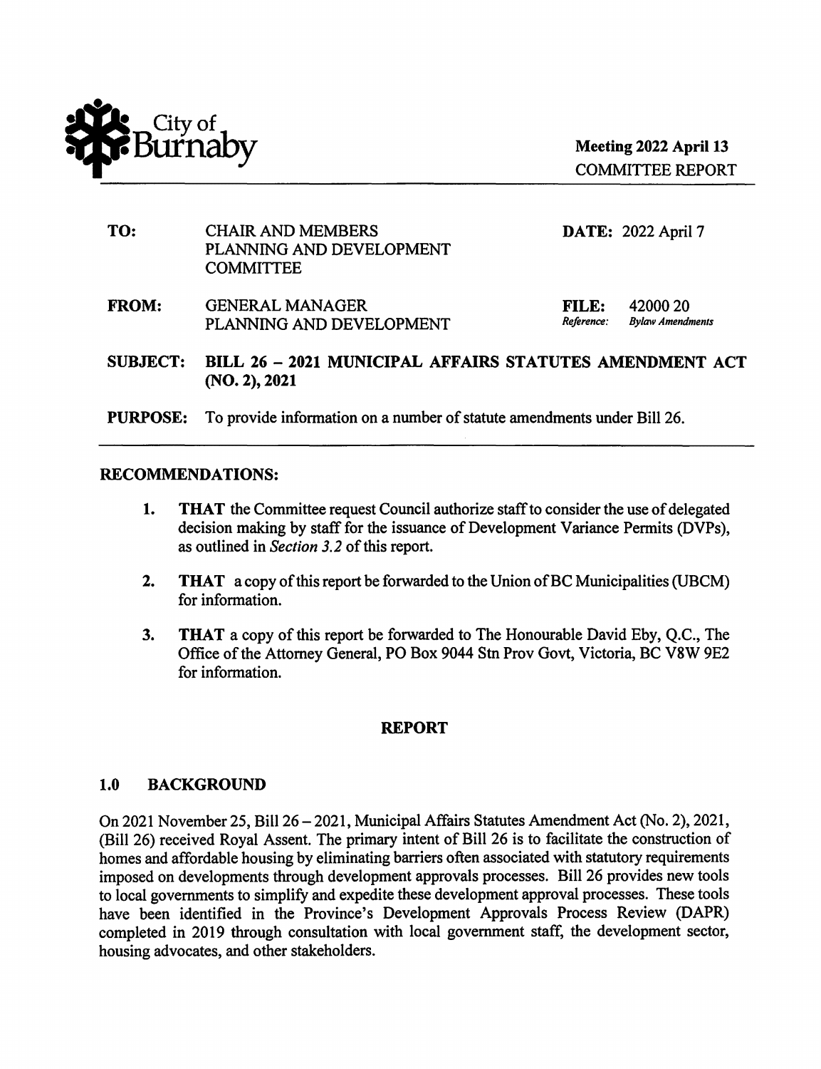City of Burnaby

**Meeting 2022 April 13**
COMMITTEE REPORT

| | | | |
|---|---|---|---|
| **TO:** | CHAIR AND MEMBERS<br>PLANNING AND DEVELOPMENT<br>COMMITTEE | **DATE:** | 2022 April 7 |
| **FROM:** | GENERAL MANAGER<br>PLANNING AND DEVELOPMENT | **FILE:**<br>*Reference:* | 42000 20<br>*Bylaw Amendments* |

**SUBJECT: BILL 26 – 2021 MUNICIPAL AFFAIRS STATUTES AMENDMENT ACT (NO. 2), 2021**

**PURPOSE:** To provide information on a number of statute amendments under Bill 26.

## RECOMMENDATIONS:

1. **THAT** the Committee request Council authorize staff to consider the use of delegated decision making by staff for the issuance of Development Variance Permits (DVPs), as outlined in *Section 3.2* of this report.

2. **THAT** a copy of this report be forwarded to the Union of BC Municipalities (UBCM) for information.

3. **THAT** a copy of this report be forwarded to The Honourable David Eby, Q.C., The Office of the Attorney General, PO Box 9044 Stn Prov Govt, Victoria, BC V8W 9E2 for information.

## REPORT

### 1.0 BACKGROUND

On 2021 November 25, Bill 26 – 2021, Municipal Affairs Statutes Amendment Act (No. 2), 2021, (Bill 26) received Royal Assent. The primary intent of Bill 26 is to facilitate the construction of homes and affordable housing by eliminating barriers often associated with statutory requirements imposed on developments through development approvals processes. Bill 26 provides new tools to local governments to simplify and expedite these development approval processes. These tools have been identified in the Province's Development Approvals Process Review (DAPR) completed in 2019 through consultation with local government staff, the development sector, housing advocates, and other stakeholders.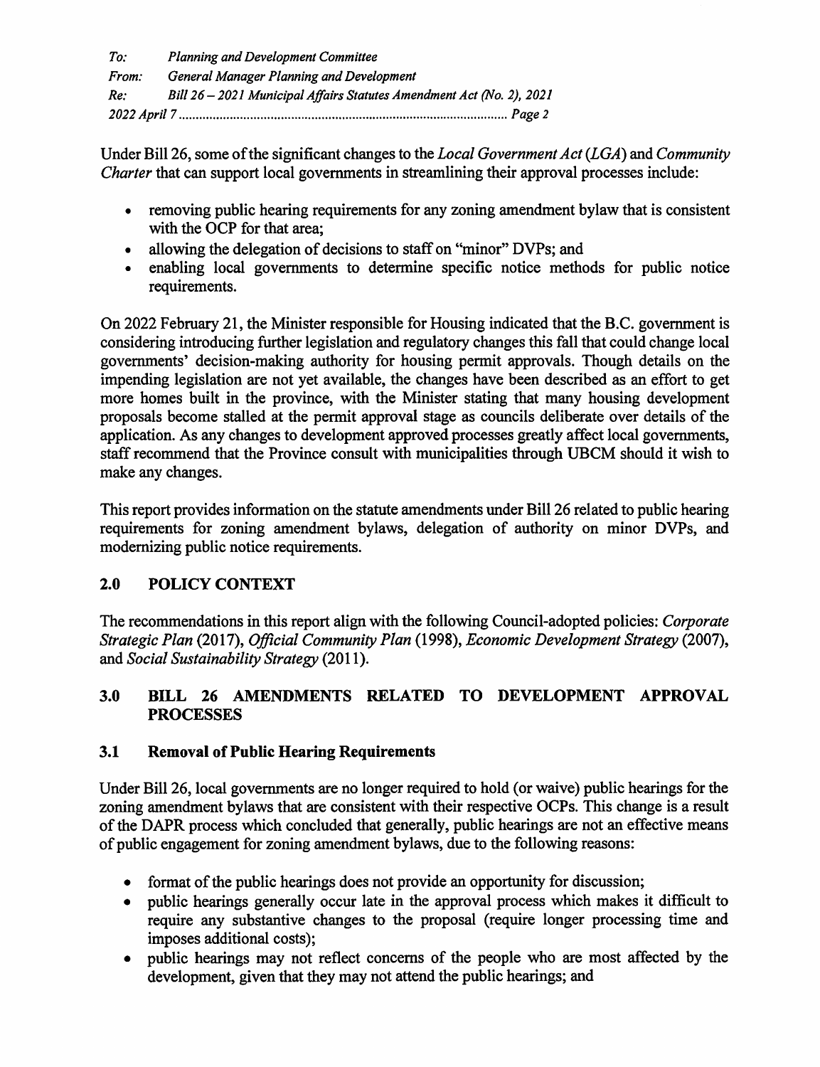Under Bill 26, some of the significant changes to the *Local Government Act* (*LGA*) and *Community Charter* that can support local governments in streamlining their approval processes include:

- removing public hearing requirements for any zoning amendment bylaw that is consistent with the OCP for that area;
- allowing the delegation of decisions to staff on "minor" DVPs; and
- enabling local governments to determine specific notice methods for public notice requirements.

On 2022 February 21, the Minister responsible for Housing indicated that the B.C. government is considering introducing further legislation and regulatory changes this fall that could change local governments' decision-making authority for housing permit approvals. Though details on the impending legislation are not yet available, the changes have been described as an effort to get more homes built in the province, with the Minister stating that many housing development proposals become stalled at the permit approval stage as councils deliberate over details of the application. As any changes to development approved processes greatly affect local governments, staff recommend that the Province consult with municipalities through UBCM should it wish to make any changes.

This report provides information on the statute amendments under Bill 26 related to public hearing requirements for zoning amendment bylaws, delegation of authority on minor DVPs, and modernizing public notice requirements.

## 2.0 POLICY CONTEXT

The recommendations in this report align with the following Council-adopted policies: *Corporate Strategic Plan* (2017), *Official Community Plan* (1998), *Economic Development Strategy* (2007), and *Social Sustainability Strategy* (2011).

## 3.0 BILL 26 AMENDMENTS RELATED TO DEVELOPMENT APPROVAL PROCESSES

### 3.1 Removal of Public Hearing Requirements

Under Bill 26, local governments are no longer required to hold (or waive) public hearings for the zoning amendment bylaws that are consistent with their respective OCPs. This change is a result of the DAPR process which concluded that generally, public hearings are not an effective means of public engagement for zoning amendment bylaws, due to the following reasons:

- format of the public hearings does not provide an opportunity for discussion;
- public hearings generally occur late in the approval process which makes it difficult to require any substantive changes to the proposal (require longer processing time and imposes additional costs);
- public hearings may not reflect concerns of the people who are most affected by the development, given that they may not attend the public hearings; and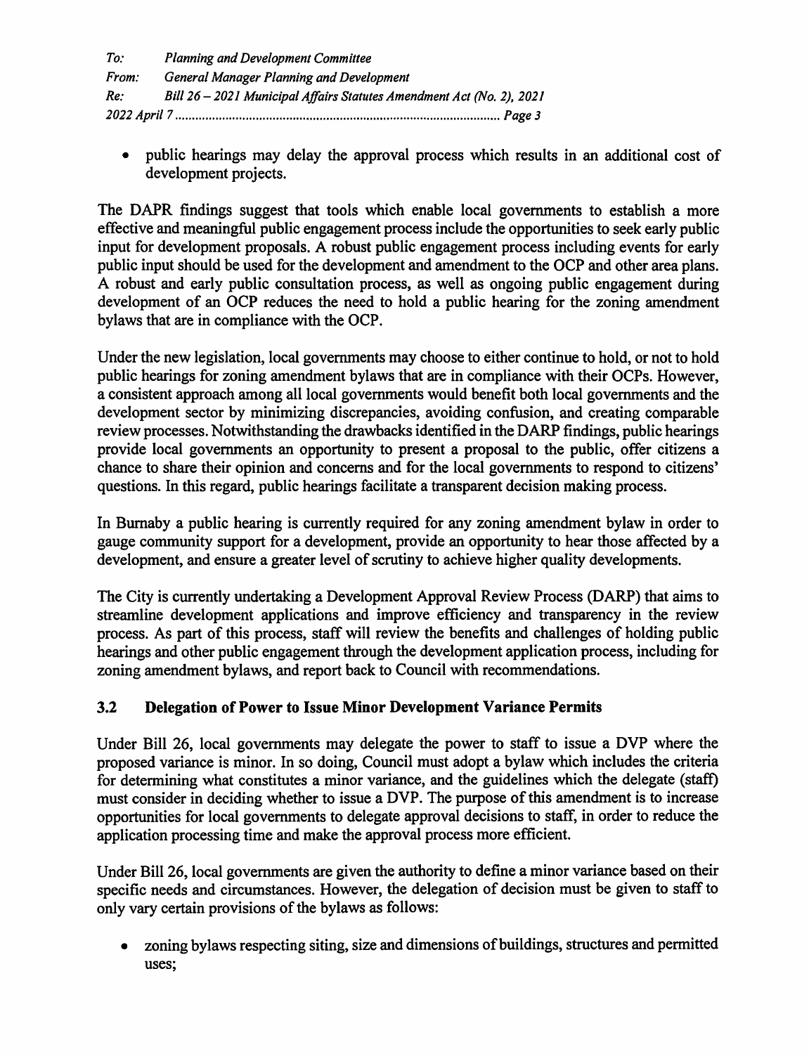- public hearings may delay the approval process which results in an additional cost of development projects.

The DAPR findings suggest that tools which enable local governments to establish a more effective and meaningful public engagement process include the opportunities to seek early public input for development proposals. A robust public engagement process including events for early public input should be used for the development and amendment to the OCP and other area plans. A robust and early public consultation process, as well as ongoing public engagement during development of an OCP reduces the need to hold a public hearing for the zoning amendment bylaws that are in compliance with the OCP.

Under the new legislation, local governments may choose to either continue to hold, or not to hold public hearings for zoning amendment bylaws that are in compliance with their OCPs. However, a consistent approach among all local governments would benefit both local governments and the development sector by minimizing discrepancies, avoiding confusion, and creating comparable review processes. Notwithstanding the drawbacks identified in the DARP findings, public hearings provide local governments an opportunity to present a proposal to the public, offer citizens a chance to share their opinion and concerns and for the local governments to respond to citizens' questions. In this regard, public hearings facilitate a transparent decision making process.

In Burnaby a public hearing is currently required for any zoning amendment bylaw in order to gauge community support for a development, provide an opportunity to hear those affected by a development, and ensure a greater level of scrutiny to achieve higher quality developments.

The City is currently undertaking a Development Approval Review Process (DARP) that aims to streamline development applications and improve efficiency and transparency in the review process. As part of this process, staff will review the benefits and challenges of holding public hearings and other public engagement through the development application process, including for zoning amendment bylaws, and report back to Council with recommendations.

### 3.2 Delegation of Power to Issue Minor Development Variance Permits

Under Bill 26, local governments may delegate the power to staff to issue a DVP where the proposed variance is minor. In so doing, Council must adopt a bylaw which includes the criteria for determining what constitutes a minor variance, and the guidelines which the delegate (staff) must consider in deciding whether to issue a DVP. The purpose of this amendment is to increase opportunities for local governments to delegate approval decisions to staff, in order to reduce the application processing time and make the approval process more efficient.

Under Bill 26, local governments are given the authority to define a minor variance based on their specific needs and circumstances. However, the delegation of decision must be given to staff to only vary certain provisions of the bylaws as follows:

- zoning bylaws respecting siting, size and dimensions of buildings, structures and permitted uses;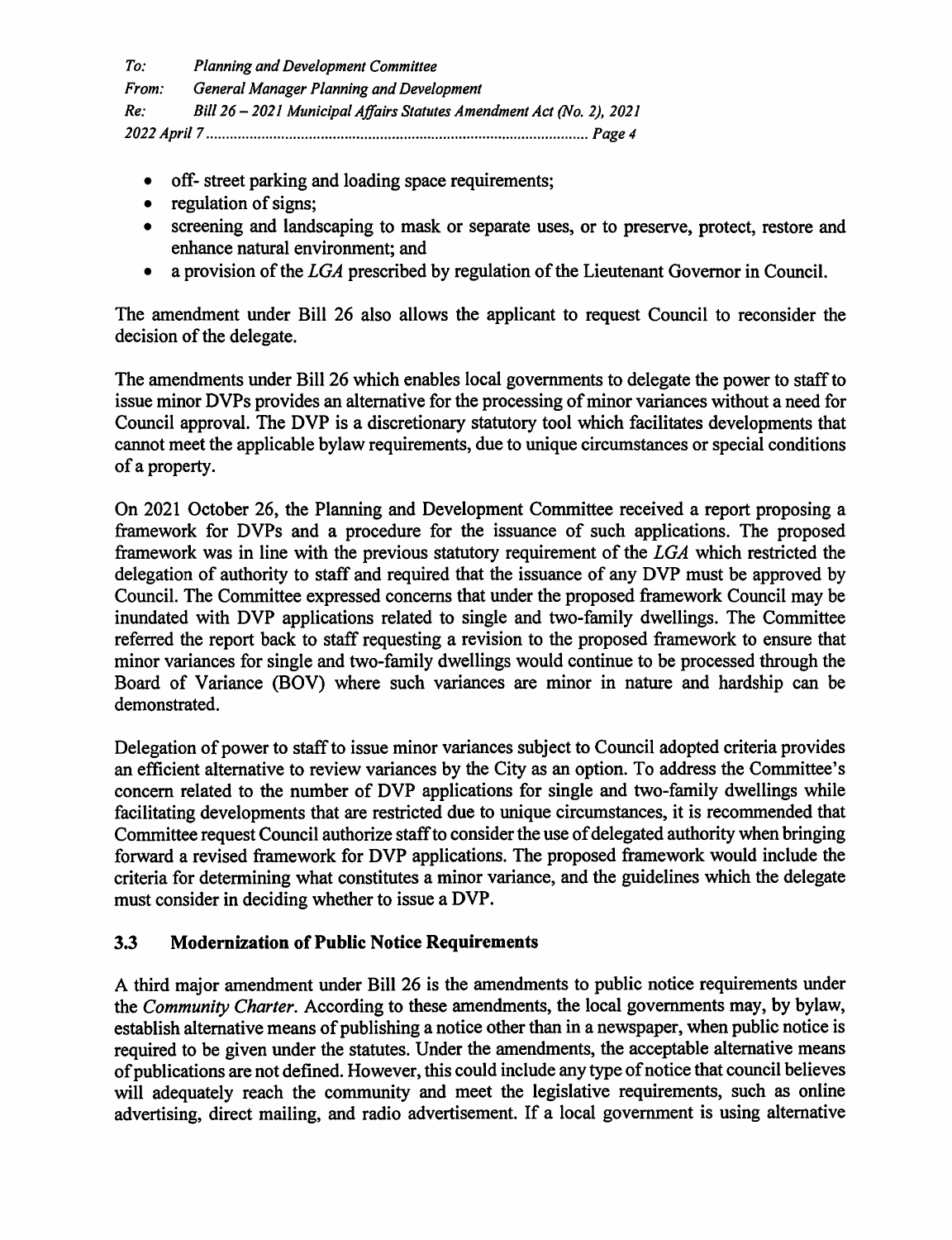- off- street parking and loading space requirements;
- regulation of signs;
- screening and landscaping to mask or separate uses, or to preserve, protect, restore and enhance natural environment; and
- a provision of the *LGA* prescribed by regulation of the Lieutenant Governor in Council.

The amendment under Bill 26 also allows the applicant to request Council to reconsider the decision of the delegate.

The amendments under Bill 26 which enables local governments to delegate the power to staff to issue minor DVPs provides an alternative for the processing of minor variances without a need for Council approval. The DVP is a discretionary statutory tool which facilitates developments that cannot meet the applicable bylaw requirements, due to unique circumstances or special conditions of a property.

On 2021 October 26, the Planning and Development Committee received a report proposing a framework for DVPs and a procedure for the issuance of such applications. The proposed framework was in line with the previous statutory requirement of the *LGA* which restricted the delegation of authority to staff and required that the issuance of any DVP must be approved by Council. The Committee expressed concerns that under the proposed framework Council may be inundated with DVP applications related to single and two-family dwellings. The Committee referred the report back to staff requesting a revision to the proposed framework to ensure that minor variances for single and two-family dwellings would continue to be processed through the Board of Variance (BOV) where such variances are minor in nature and hardship can be demonstrated.

Delegation of power to staff to issue minor variances subject to Council adopted criteria provides an efficient alternative to review variances by the City as an option. To address the Committee's concern related to the number of DVP applications for single and two-family dwellings while facilitating developments that are restricted due to unique circumstances, it is recommended that Committee request Council authorize staff to consider the use of delegated authority when bringing forward a revised framework for DVP applications. The proposed framework would include the criteria for determining what constitutes a minor variance, and the guidelines which the delegate must consider in deciding whether to issue a DVP.

### 3.3 Modernization of Public Notice Requirements

A third major amendment under Bill 26 is the amendments to public notice requirements under the *Community Charter*. According to these amendments, the local governments may, by bylaw, establish alternative means of publishing a notice other than in a newspaper, when public notice is required to be given under the statutes. Under the amendments, the acceptable alternative means of publications are not defined. However, this could include any type of notice that council believes will adequately reach the community and meet the legislative requirements, such as online advertising, direct mailing, and radio advertisement. If a local government is using alternative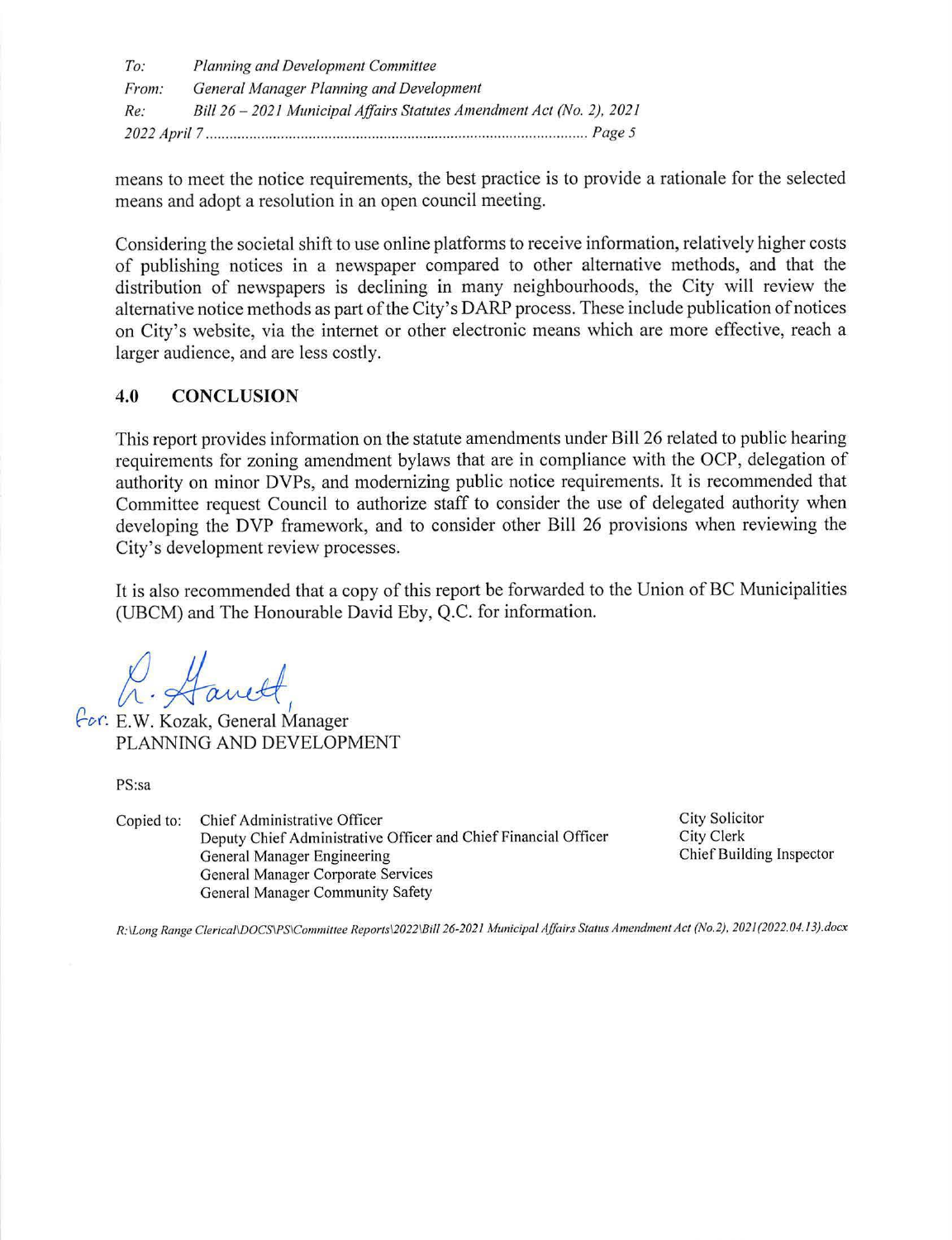means to meet the notice requirements, the best practice is to provide a rationale for the selected means and adopt a resolution in an open council meeting.

Considering the societal shift to use online platforms to receive information, relatively higher costs of publishing notices in a newspaper compared to other alternative methods, and that the distribution of newspapers is declining in many neighbourhoods, the City will review the alternative notice methods as part of the City's DARP process. These include publication of notices on City's website, via the internet or other electronic means which are more effective, reach a larger audience, and are less costly.

## 4.0 CONCLUSION

This report provides information on the statute amendments under Bill 26 related to public hearing requirements for zoning amendment bylaws that are in compliance with the OCP, delegation of authority on minor DVPs, and modernizing public notice requirements. It is recommended that Committee request Council to authorize staff to consider the use of delegated authority when developing the DVP framework, and to consider other Bill 26 provisions when reviewing the City's development review processes.

It is also recommended that a copy of this report be forwarded to the Union of BC Municipalities (UBCM) and The Honourable David Eby, Q.C. for information.

R. Garrett

For: E.W. Kozak, General Manager
PLANNING AND DEVELOPMENT

PS:sa

Copied to: Chief Administrative Officer
Deputy Chief Administrative Officer and Chief Financial Officer
General Manager Engineering
General Manager Corporate Services
General Manager Community Safety
City Solicitor
City Clerk
Chief Building Inspector

*R:\Long Range Clerical\DOCS\PS\Committee Reports\2022\Bill 26-2021 Municipal Affairs Status Amendment Act (No.2), 2021(2022.04.13).docx*